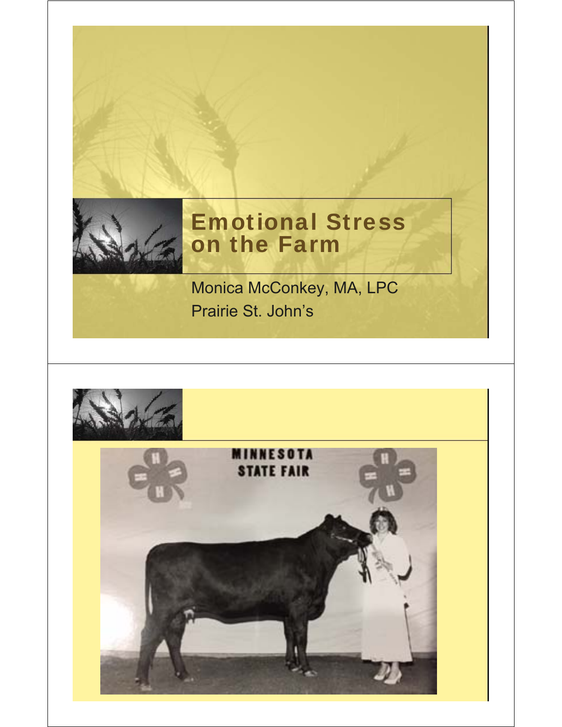# Emotional Stress on the Farm

Monica McConkey, MA, LPC

Prairie St. John's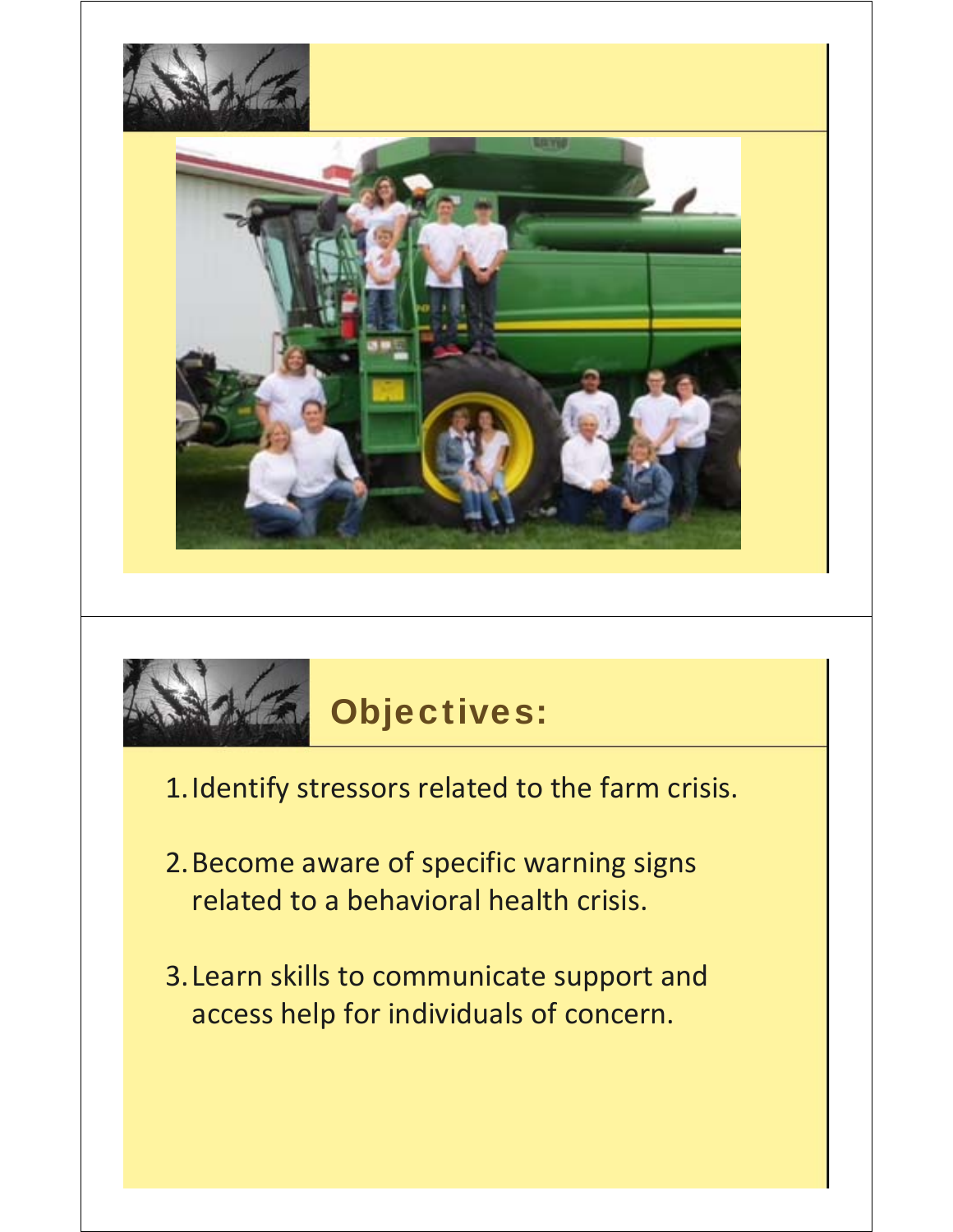## Objectives:

1. Identify stressors related to the farm crisis.
2. Become aware of specific warning signs related to a behavioral health crisis.
3. Learn skills to communicate support and access help for individuals of concern.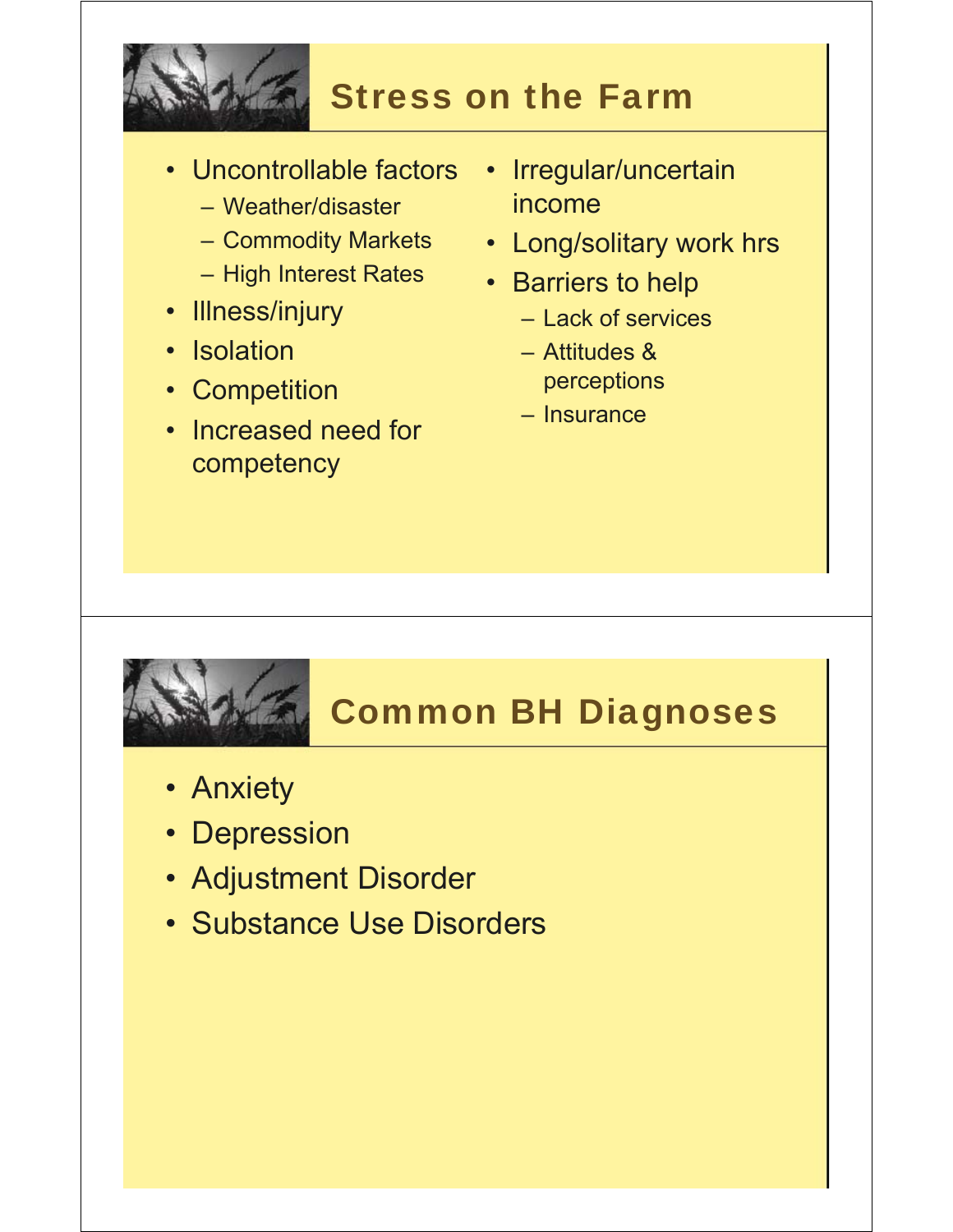## Stress on the Farm

- Uncontrollable factors
  - Weather/disaster
  - Commodity Markets
  - High Interest Rates
- Illness/injury
- Isolation
- Competition
- Increased need for competency
- Irregular/uncertain income
- Long/solitary work hrs
- Barriers to help
  - Lack of services
  - Attitudes & perceptions
  - Insurance

## Common BH Diagnoses

- Anxiety
- Depression
- Adjustment Disorder
- Substance Use Disorders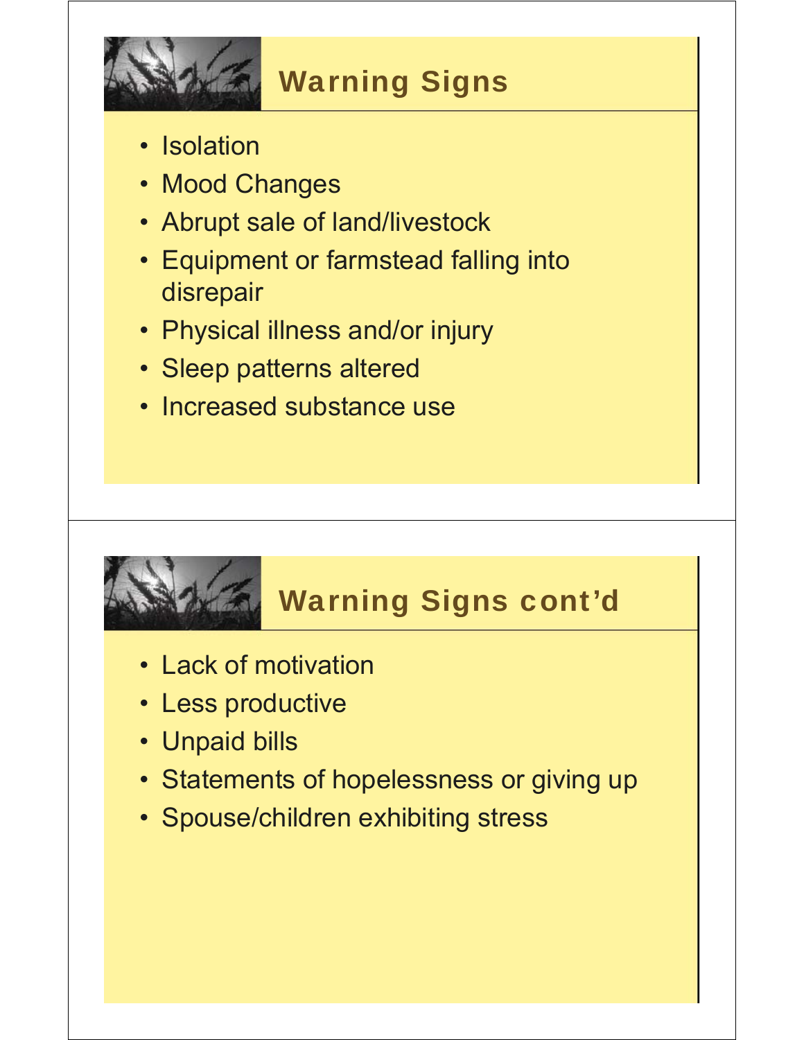## Warning Signs

- Isolation
- Mood Changes
- Abrupt sale of land/livestock
- Equipment or farmstead falling into disrepair
- Physical illness and/or injury
- Sleep patterns altered
- Increased substance use

## Warning Signs cont'd

- Lack of motivation
- Less productive
- Unpaid bills
- Statements of hopelessness or giving up
- Spouse/children exhibiting stress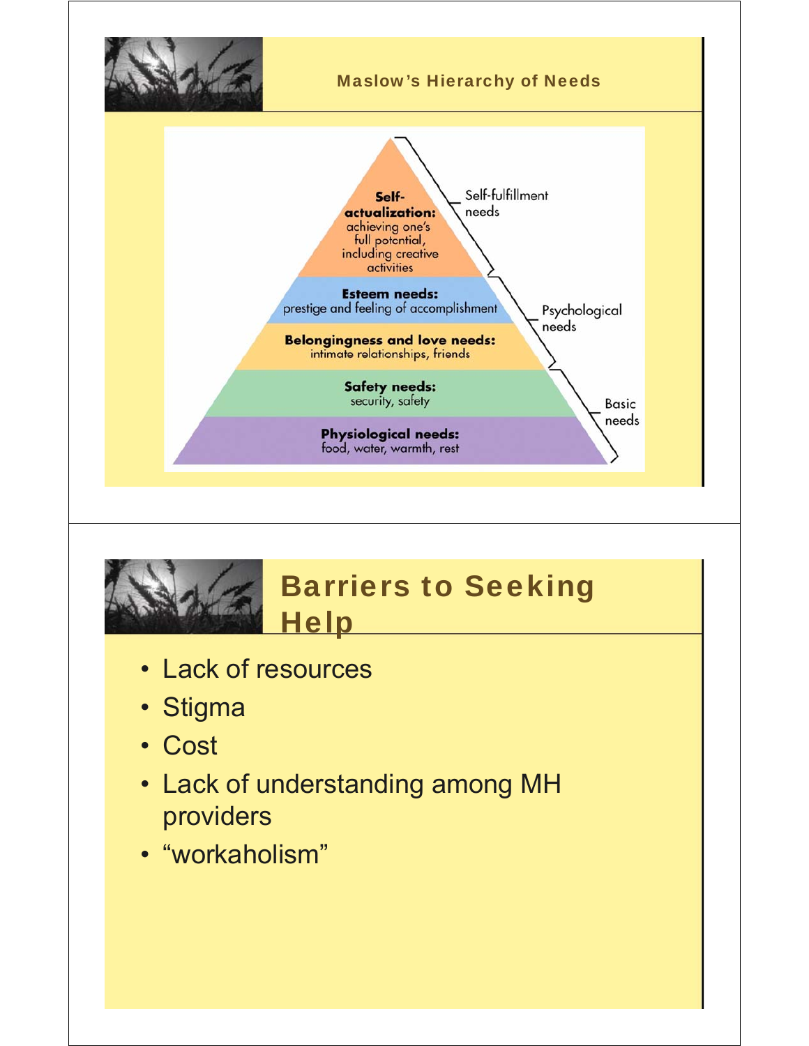## Maslow's Hierarchy of Needs

**Self-actualization:** achieving one's full potential, including creative activities — Self-fulfillment needs

**Esteem needs:** prestige and feeling of accomplishment — Psychological needs

**Belongingness and love needs:** intimate relationships, friends — Psychological needs

**Safety needs:** security, safety — Basic needs

**Physiological needs:** food, water, warmth, rest — Basic needs

## Barriers to Seeking Help

- Lack of resources
- Stigma
- Cost
- Lack of understanding among MH providers
- "workaholism"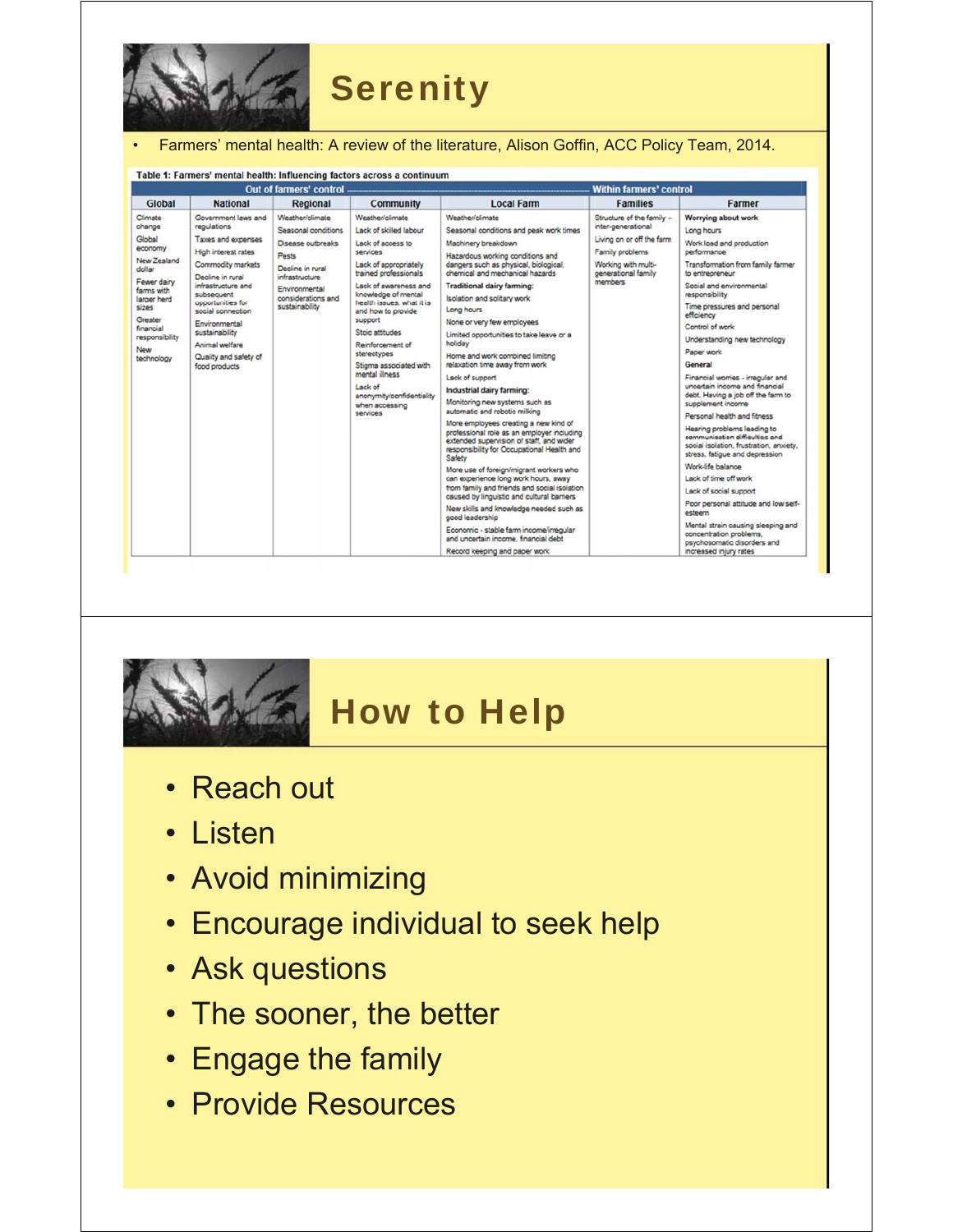# Serenity

- Farmers' mental health: A review of the literature, Alison Goffin, ACC Policy Team, 2014.

**Table 1: Farmers' mental health: Influencing factors across a continuum**

| Out of farmers' control | | | | | Within farmers' control | |
|---|---|---|---|---|---|---|
| **Global** | **National** | **Regional** | **Community** | **Local Farm** | **Families** | **Farmer** |
| Climate change<br>Global economy<br>New Zealand dollar<br>Fewer dairy farms with larger herd sizes<br>Greater financial responsibility<br>New technology | Government laws and regulations<br>Taxes and expenses<br>High interest rates<br>Commodity markets<br>Decline in rural infrastructure and subsequent opportunities for social connection<br>Environmental sustainability<br>Animal welfare<br>Quality and safety of food products | Weather/climate<br>Seasonal conditions<br>Disease outbreaks<br>Pests<br>Decline in rural infrastructure<br>Environmental considerations and sustainability | Weather/climate<br>Lack of skilled labour<br>Lack of access to services<br>Lack of appropriately trained professionals<br>Lack of awareness and knowledge of mental health issues, what it is and how to provide support<br>Stoic attitudes<br>Reinforcement of stereotypes<br>Stigma associated with mental illness<br>Lack of anonymity/confidentiality when accessing services | Weather/climate<br>Seasonal conditions and peak work times<br>Machinery breakdown<br>Hazardous working conditions and dangers such as physical, biological, chemical and mechanical hazards<br>**Traditional dairy farming:**<br>Isolation and solitary work<br>Long hours<br>None or very few employees<br>Limited opportunities to take leave or a holiday<br>Home and work combined limiting relaxation time away from work<br>Lack of support<br>**Industrial dairy farming:**<br>Monitoring new systems such as automatic and robotic milking<br>More employees creating a new kind of professional role as an employer including extended supervision of staff, and wider responsibility for Occupational Health and Safety<br>More use of foreign/migrant workers who can experience long work hours, away from family and friends and social isolation caused by linguistic and cultural barriers<br>New skills and knowledge needed such as good leadership<br>Economic - stable farm income/irregular and uncertain income, financial debt<br>Record keeping and paper work | Structure of the family – inter-generational<br>Living on or off the farm<br>Family problems<br>Working with multi-generational family members | **Worrying about work**<br>Long hours<br>Work load and production performance<br>Transformation from family farmer to entrepreneur<br>Social and environmental responsibility<br>Time pressures and personal efficiency<br>Control of work<br>Understanding new technology<br>Paper work<br>**General**<br>Financial worries - irregular and uncertain income and financial debt. Having a job off the farm to supplement income<br>Personal health and fitness<br>Hearing problems leading to communication difficulties and social isolation, frustration, anxiety, stress, fatigue and depression<br>Work-life balance<br>Lack of time off work<br>Lack of social support<br>Poor personal attitude and low self-esteem<br>Mental strain causing sleeping and concentration problems, psychosomatic disorders and increased injury rates |

# How to Help

- Reach out
- Listen
- Avoid minimizing
- Encourage individual to seek help
- Ask questions
- The sooner, the better
- Engage the family
- Provide Resources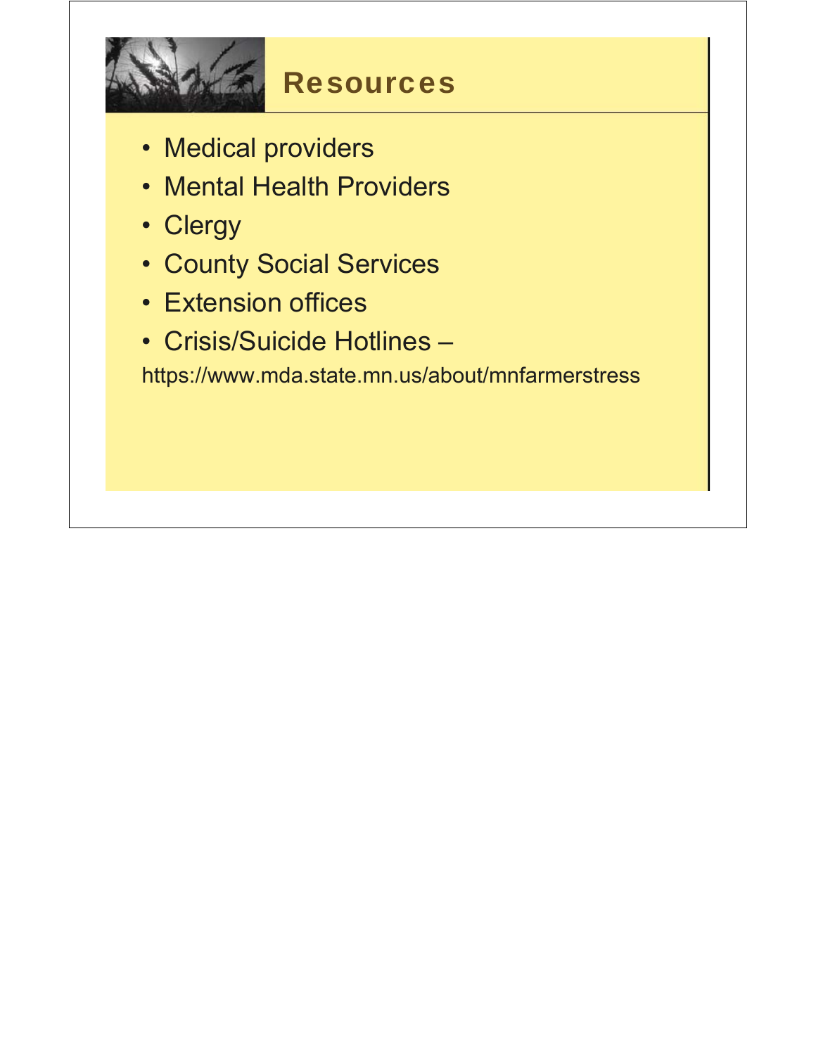## Resources

- Medical providers
- Mental Health Providers
- Clergy
- County Social Services
- Extension offices
- Crisis/Suicide Hotlines –

https://www.mda.state.mn.us/about/mnfarmerstress